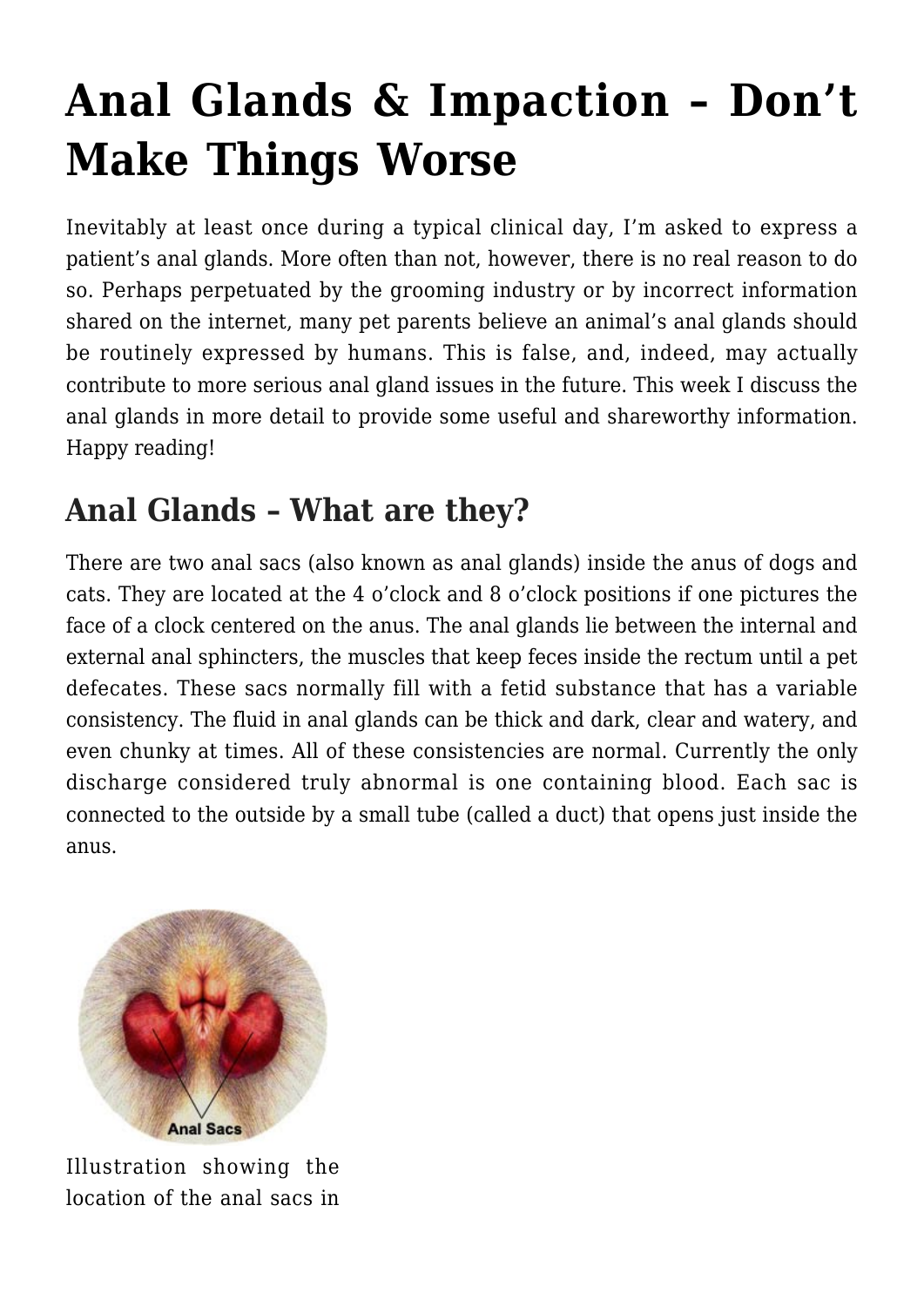# Anal Glands & Impaction – Don't Make Things Worse

Inevitably at least once during a typical clinical day, I'm asked to express a patient's anal glands. More often than not, however, there is no real reason to do so. Perhaps perpetuated by the grooming industry or by incorrect information shared on the internet, many pet parents believe an animal's anal glands should be routinely expressed by humans. This is false, and, indeed, may actually contribute to more serious anal gland issues in the future. This week I discuss the anal glands in more detail to provide some useful and shareworthy information. Happy reading!

## Anal Glands – What are they?

There are two anal sacs (also known as anal glands) inside the anus of dogs and cats. They are located at the 4 o'clock and 8 o'clock positions if one pictures the face of a clock centered on the anus. The anal glands lie between the internal and external anal sphincters, the muscles that keep feces inside the rectum until a pet defecates. These sacs normally fill with a fetid substance that has a variable consistency. The fluid in anal glands can be thick and dark, clear and watery, and even chunky at times. All of these consistencies are normal. Currently the only discharge considered truly abnormal is one containing blood. Each sac is connected to the outside by a small tube (called a duct) that opens just inside the anus.

Anal Sacs

Illustration showing the location of the anal sacs in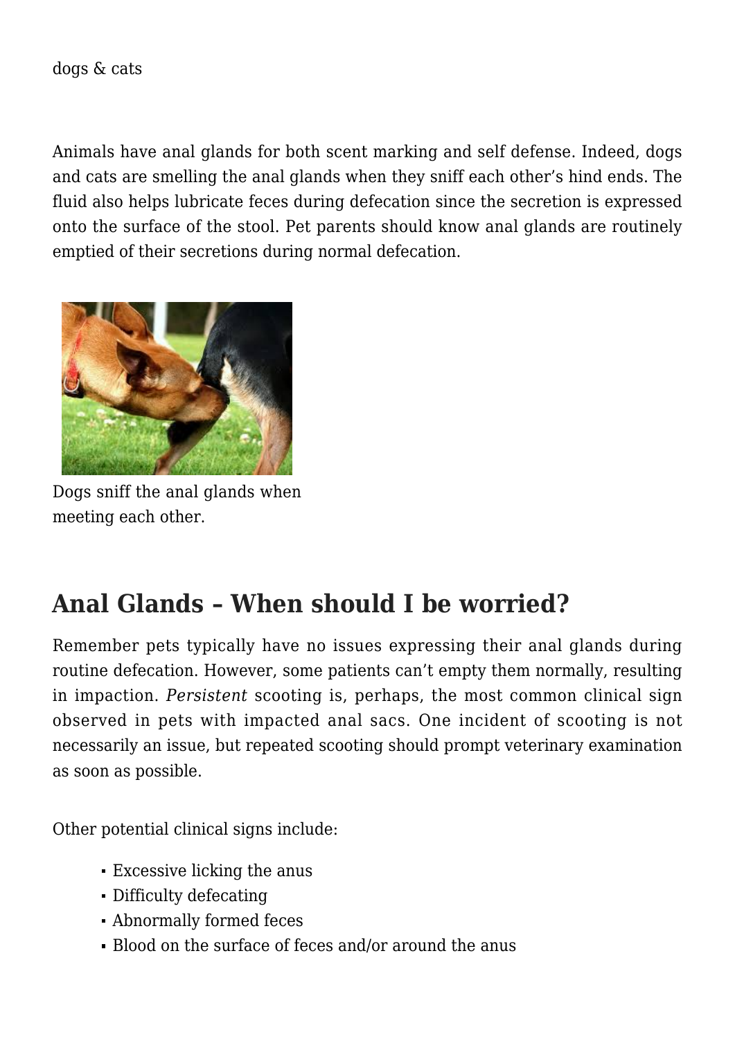dogs & cats

Animals have anal glands for both scent marking and self defense. Indeed, dogs and cats are smelling the anal glands when they sniff each other's hind ends. The fluid also helps lubricate feces during defecation since the secretion is expressed onto the surface of the stool. Pet parents should know anal glands are routinely emptied of their secretions during normal defecation.

Dogs sniff the anal glands when meeting each other.

## Anal Glands – When should I be worried?

Remember pets typically have no issues expressing their anal glands during routine defecation. However, some patients can't empty them normally, resulting in impaction. *Persistent* scooting is, perhaps, the most common clinical sign observed in pets with impacted anal sacs. One incident of scooting is not necessarily an issue, but repeated scooting should prompt veterinary examination as soon as possible.

Other potential clinical signs include:

- Excessive licking the anus
- Difficulty defecating
- Abnormally formed feces
- Blood on the surface of feces and/or around the anus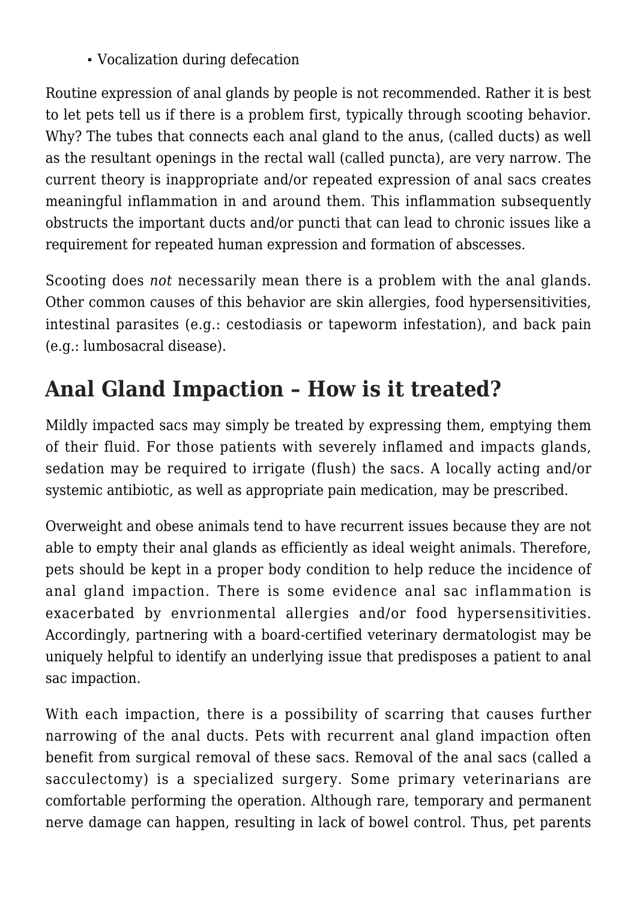- Vocalization during defecation

Routine expression of anal glands by people is not recommended. Rather it is best to let pets tell us if there is a problem first, typically through scooting behavior. Why? The tubes that connects each anal gland to the anus, (called ducts) as well as the resultant openings in the rectal wall (called puncta), are very narrow. The current theory is inappropriate and/or repeated expression of anal sacs creates meaningful inflammation in and around them. This inflammation subsequently obstructs the important ducts and/or puncti that can lead to chronic issues like a requirement for repeated human expression and formation of abscesses.

Scooting does *not* necessarily mean there is a problem with the anal glands. Other common causes of this behavior are skin allergies, food hypersensitivities, intestinal parasites (e.g.: cestodiasis or tapeworm infestation), and back pain (e.g.: lumbosacral disease).

## Anal Gland Impaction – How is it treated?

Mildly impacted sacs may simply be treated by expressing them, emptying them of their fluid. For those patients with severely inflamed and impacts glands, sedation may be required to irrigate (flush) the sacs. A locally acting and/or systemic antibiotic, as well as appropriate pain medication, may be prescribed.

Overweight and obese animals tend to have recurrent issues because they are not able to empty their anal glands as efficiently as ideal weight animals. Therefore, pets should be kept in a proper body condition to help reduce the incidence of anal gland impaction. There is some evidence anal sac inflammation is exacerbated by envrionmental allergies and/or food hypersensitivities. Accordingly, partnering with a board-certified veterinary dermatologist may be uniquely helpful to identify an underlying issue that predisposes a patient to anal sac impaction.

With each impaction, there is a possibility of scarring that causes further narrowing of the anal ducts. Pets with recurrent anal gland impaction often benefit from surgical removal of these sacs. Removal of the anal sacs (called a sacculectomy) is a specialized surgery. Some primary veterinarians are comfortable performing the operation. Although rare, temporary and permanent nerve damage can happen, resulting in lack of bowel control. Thus, pet parents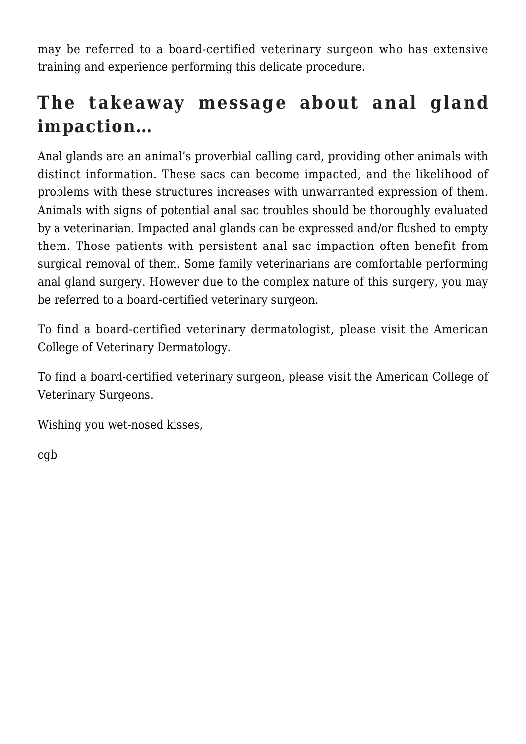may be referred to a board-certified veterinary surgeon who has extensive training and experience performing this delicate procedure.

## The takeaway message about anal gland impaction…

Anal glands are an animal's proverbial calling card, providing other animals with distinct information. These sacs can become impacted, and the likelihood of problems with these structures increases with unwarranted expression of them. Animals with signs of potential anal sac troubles should be thoroughly evaluated by a veterinarian. Impacted anal glands can be expressed and/or flushed to empty them. Those patients with persistent anal sac impaction often benefit from surgical removal of them. Some family veterinarians are comfortable performing anal gland surgery. However due to the complex nature of this surgery, you may be referred to a board-certified veterinary surgeon.

To find a board-certified veterinary dermatologist, please visit the American College of Veterinary Dermatology.

To find a board-certified veterinary surgeon, please visit the American College of Veterinary Surgeons.

Wishing you wet-nosed kisses,

cgb